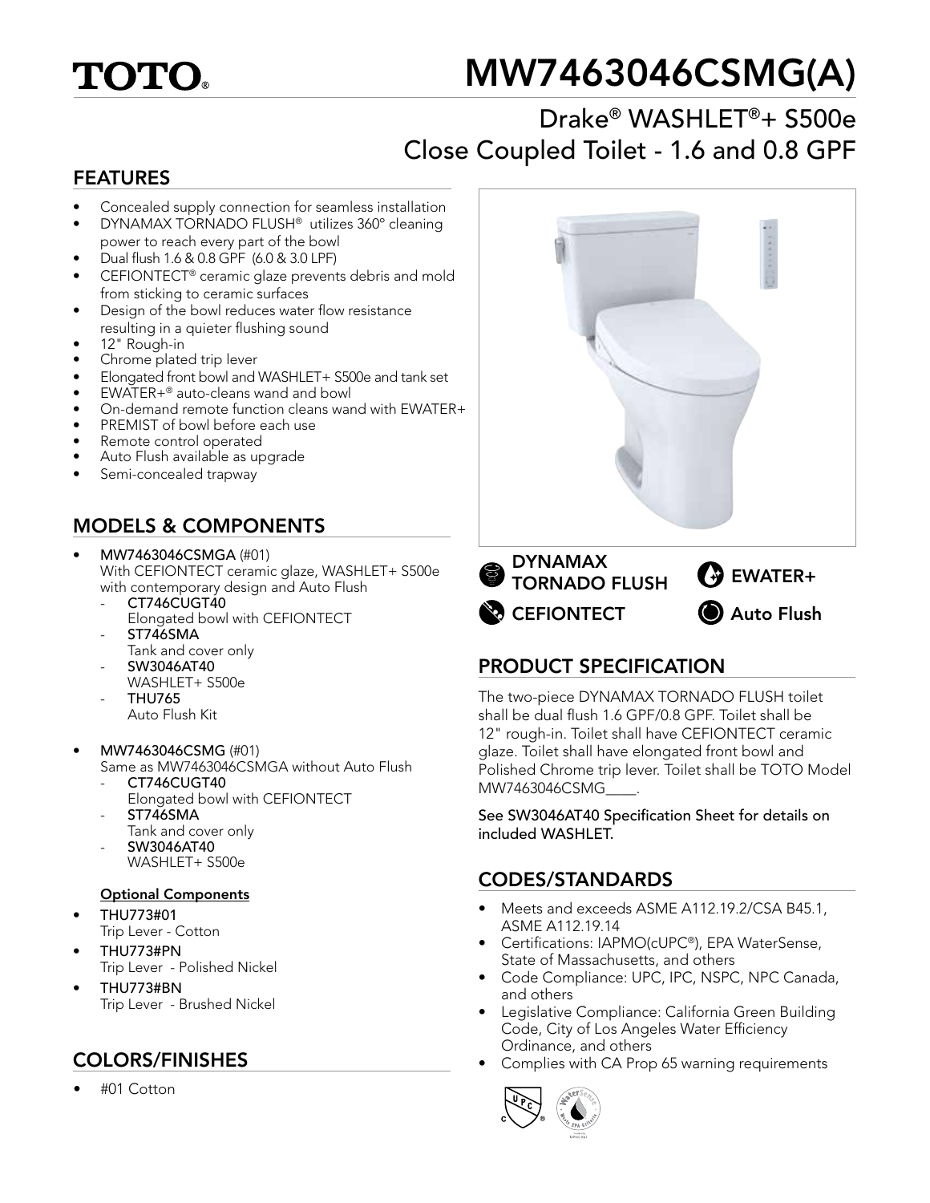TOTO®

# MW7463046CSMG(A)

## Drake® WASHLET®+ S500e Close Coupled Toilet - 1.6 and 0.8 GPF

## FEATURES

- Concealed supply connection for seamless installation
- DYNAMAX TORNADO FLUSH® utilizes 360° cleaning power to reach every part of the bowl
- Dual flush 1.6 & 0.8 GPF (6.0 & 3.0 LPF)
- CEFIONTECT® ceramic glaze prevents debris and mold from sticking to ceramic surfaces
- Design of the bowl reduces water flow resistance resulting in a quieter flushing sound
- 12" Rough-in
- Chrome plated trip lever
- Elongated front bowl and WASHLET+ S500e and tank set
- EWATER+® auto-cleans wand and bowl
- On-demand remote function cleans wand with EWATER+
- PREMIST of bowl before each use
- Remote control operated
- Auto Flush available as upgrade
- Semi-concealed trapway

## MODELS & COMPONENTS

- **MW7463046CSMGA** (#01)
  With CEFIONTECT ceramic glaze, WASHLET+ S500e with contemporary design and Auto Flush
  - **CT746CUGT40**
    Elongated bowl with CEFIONTECT
  - **ST746SMA**
    Tank and cover only
  - **SW3046AT40**
    WASHLET+ S500e
  - **THU765**
    Auto Flush Kit
- **MW7463046CSMG** (#01)
  Same as MW7463046CSMGA without Auto Flush
  - **CT746CUGT40**
    Elongated bowl with CEFIONTECT
  - **ST746SMA**
    Tank and cover only
  - **SW3046AT40**
    WASHLET+ S500e

**Optional Components**

- **THU773#01**
  Trip Lever - Cotton
- **THU773#PN**
  Trip Lever - Polished Nickel
- **THU773#BN**
  Trip Lever - Brushed Nickel

## COLORS/FINISHES

- #01 Cotton

DYNAMAX TORNADO FLUSH

EWATER+

CEFIONTECT

Auto Flush

## PRODUCT SPECIFICATION

The two-piece DYNAMAX TORNADO FLUSH toilet shall be dual flush 1.6 GPF/0.8 GPF. Toilet shall be 12" rough-in. Toilet shall have CEFIONTECT ceramic glaze. Toilet shall have elongated front bowl and Polished Chrome trip lever. Toilet shall be TOTO Model MW7463046CSMG____.

See SW3046AT40 Specification Sheet for details on included WASHLET.

## CODES/STANDARDS

- Meets and exceeds ASME A112.19.2/CSA B45.1, ASME A112.19.14
- Certifications: IAPMO(cUPC®), EPA WaterSense, State of Massachusetts, and others
- Code Compliance: UPC, IPC, NSPC, NPC Canada, and others
- Legislative Compliance: California Green Building Code, City of Los Angeles Water Efficiency Ordinance, and others
- Complies with CA Prop 65 warning requirements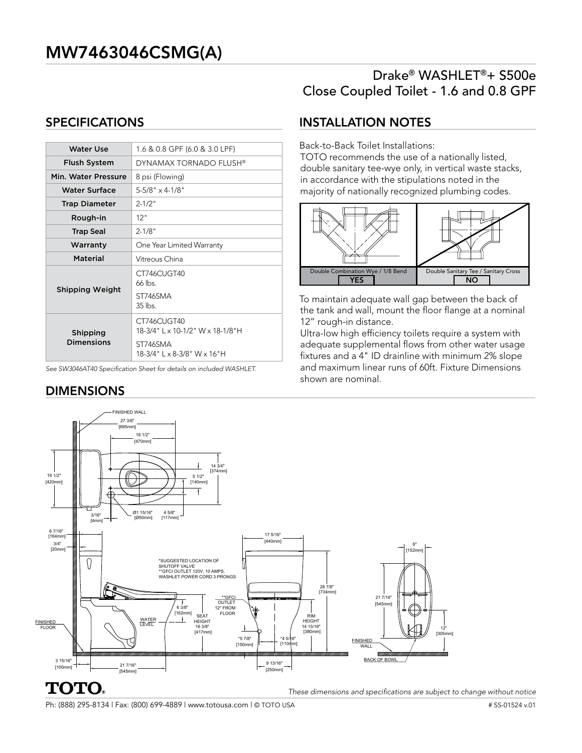# MW7463046CSMG(A)

Drake® WASHLET®+ S500e
Close Coupled Toilet - 1.6 and 0.8 GPF

## SPECIFICATIONS

| | |
|---|---|
| Water Use | 1.6 & 0.8 GPF (6.0 & 3.0 LPF) |
| Flush System | DYNAMAX TORNADO FLUSH® |
| Min. Water Pressure | 8 psi (Flowing) |
| Water Surface | 5-5/8" x 4-1/8" |
| Trap Diameter | 2-1/2" |
| Rough-in | 12" |
| Trap Seal | 2-1/8" |
| Warranty | One Year Limited Warranty |
| Material | Vitreous China |
| Shipping Weight | CT746CUGT40 66 lbs. ST746SMA 35 lbs. |
| Shipping Dimensions | CT746CUGT40 18-3/4" L x 10-1/2" W x 18-1/8"H ST746SMA 18-3/4" L x 8-3/8" W x 16"H |

*See SW3046AT40 Specification Sheet for details on included WASHLET.*

## INSTALLATION NOTES

Back-to-Back Toilet Installations:
TOTO recommends the use of a nationally listed, double sanitary tee-wye only, in vertical waste stacks, in accordance with the stipulations noted in the majority of nationally recognized plumbing codes.

Double Combination Wye / 1/8 Bend
YES

Double Sanitary Tee / Sanitary Cross
NO

To maintain adequate wall gap between the back of the tank and wall, mount the floor flange at a nominal 12" rough-in distance.
Ultra-low high efficiency toilets require a system with adequate supplemental flows from other water usage fixtures and a 4" ID drainline with minimum 2% slope and maximum linear runs of 60ft. Fixture Dimensions shown are nominal.

## DIMENSIONS

FINISHED WALL
27 3/8" [695mm]
18 1/2" [470mm]
14 3/4" [374mm]
16 1/2" [420mm]
5 1/2" [140mm]
3/16" [4mm]
Ø1 15/16" [Ø50mm]
4 5/8" [117mm]
6 7/16" [164mm]
3/4" [20mm]
17 5/16" [440mm]
6" [152mm]
*SUGGESTED LOCATION OF SHUTOFF VALVE
**GFCI OUTLET 120V, 10 AMPS. WASHLET POWER CORD 3 PRONGS
28 7/8" [734mm]
21 7/16" [545mm]
**GFCI OUTLET 12" FROM FLOOR
6 3/8" [162mm]
SEAT HEIGHT 16 3/8" [417mm]
RIM HEIGHT 14 15/16" [380mm]
WATER LEVEL
FINISHED FLOOR
*5 7/8" [150mm]
*4 5/16" [110mm]
12" [305mm]
FINISHED WALL
BACK OF BOWL
3 15/16" [100mm]
21 7/16" [545mm]
9 13/16" [250mm]

*These dimensions and specifications are subject to change without notice*

Ph: (888) 295-8134 | Fax: (800) 699-4889 | www.totousa.com | © TOTO USA

# SS-01524 v.01